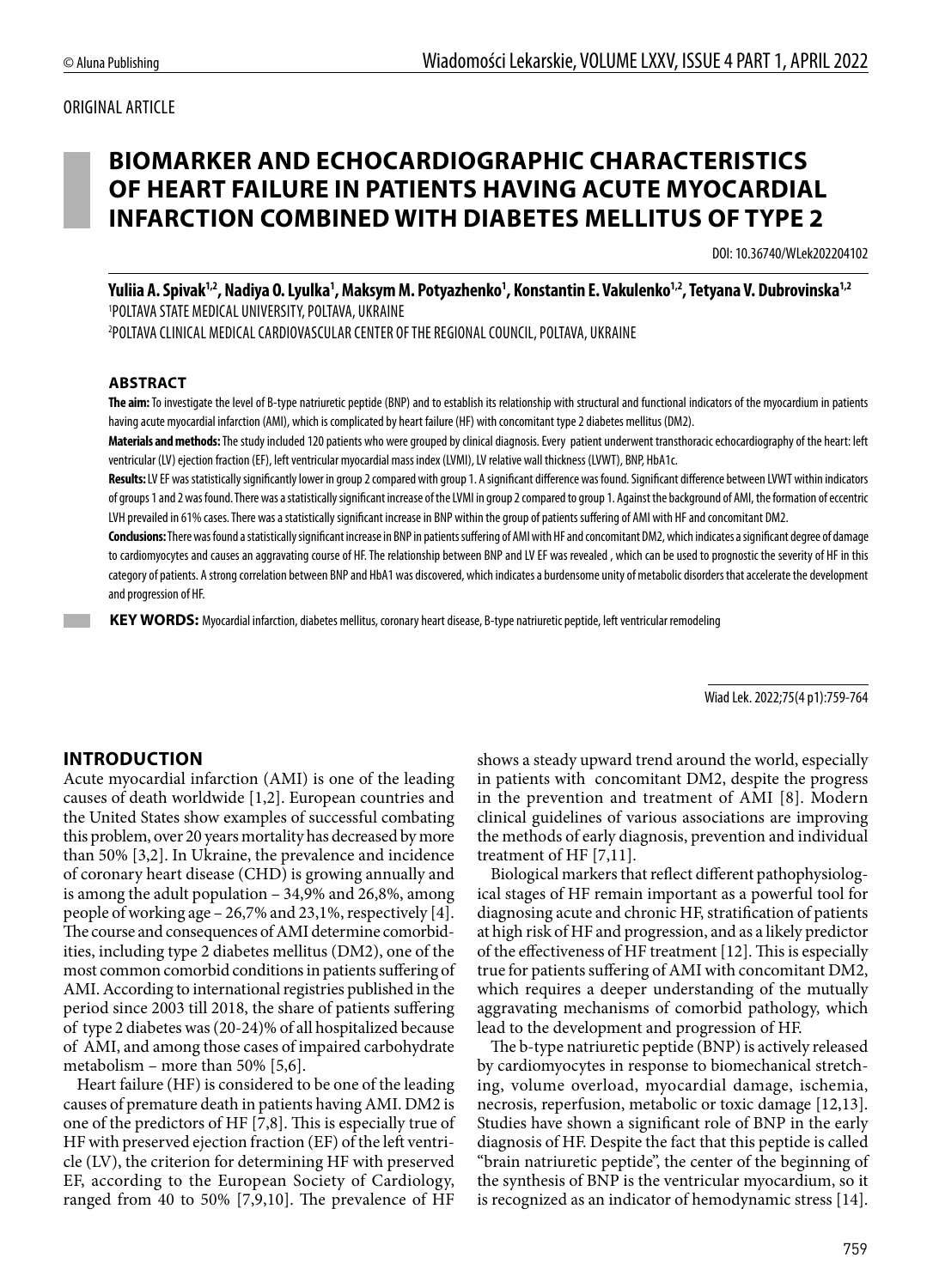ORIGINAL ARTICLE

# BIOMARKER AND ECHOCARDIOGRAPHIC CHARACTERISTICS OF HEART FAILURE IN PATIENTS HAVING ACUTE MYOCARDIAL INFARCTION COMBINED WITH DIABETES MELLITUS OF TYPE 2

DOI: 10.36740/WLek202204102

**Yuliia A. Spivak[1,2], Nadiya O. Lyulka[1], Maksym M. Potyazhenko[1], Konstantin E. Vakulenko[1,2], Tetyana V. Dubrovinska[1,2]**

[1]POLTAVA STATE MEDICAL UNIVERSITY, POLTAVA, UKRAINE

[2]POLTAVA CLINICAL MEDICAL CARDIOVASCULAR CENTER OF THE REGIONAL COUNCIL, POLTAVA, UKRAINE

## ABSTRACT

**The aim:** To investigate the level of B-type natriuretic peptide (BNP) and to establish its relationship with structural and functional indicators of the myocardium in patients having acute myocardial infarction (AMI), which is complicated by heart failure (HF) with concomitant type 2 diabetes mellitus (DM2).

**Materials and methods:** The study included 120 patients who were grouped by clinical diagnosis. Every patient underwent transthoracic echocardiography of the heart: left ventricular (LV) ejection fraction (EF), left ventricular myocardial mass index (LVMI), LV relative wall thickness (LVWT), BNP, HbA1c.

**Results:** LV EF was statistically significantly lower in group 2 compared with group 1. A significant difference was found. Significant difference between LVWT within indicators of groups 1 and 2 was found. There was a statistically significant increase of the LVMI in group 2 compared to group 1. Against the background of AMI, the formation of eccentric LVH prevailed in 61% cases. There was a statistically significant increase in BNP within the group of patients suffering of AMI with HF and concomitant DM2.

**Conclusions:** There was found a statistically significant increase in BNP in patients suffering of AMI with HF and concomitant DM2, which indicates a significant degree of damage to cardiomyocytes and causes an aggravating course of HF. The relationship between BNP and LV EF was revealed , which can be used to prognostic the severity of HF in this category of patients. A strong correlation between BNP and HbA1 was discovered, which indicates a burdensome unity of metabolic disorders that accelerate the development and progression of HF.

**KEY WORDS:** Myocardial infarction, diabetes mellitus, coronary heart disease, B-type natriuretic peptide, left ventricular remodeling

Wiad Lek. 2022;75(4 p1):759-764

## INTRODUCTION

Acute myocardial infarction (AMI) is one of the leading causes of death worldwide [1,2]. European countries and the United States show examples of successful combating this problem, over 20 years mortality has decreased by more than 50% [3,2]. In Ukraine, the prevalence and incidence of coronary heart disease (CHD) is growing annually and is among the adult population – 34,9% and 26,8%, among people of working age – 26,7% and 23,1%, respectively [4]. The course and consequences of AMI determine comorbidities, including type 2 diabetes mellitus (DM2), one of the most common comorbid conditions in patients suffering of AMI. According to international registries published in the period since 2003 till 2018, the share of patients suffering of type 2 diabetes was (20-24)% of all hospitalized because of AMI, and among those cases of impaired carbohydrate metabolism – more than 50% [5,6].

Heart failure (HF) is considered to be one of the leading causes of premature death in patients having AMI. DM2 is one of the predictors of HF [7,8]. This is especially true of HF with preserved ejection fraction (EF) of the left ventricle (LV), the criterion for determining HF with preserved EF, according to the European Society of Cardiology, ranged from 40 to 50% [7,9,10]. The prevalence of HF shows a steady upward trend around the world, especially in patients with concomitant DM2, despite the progress in the prevention and treatment of AMI [8]. Modern clinical guidelines of various associations are improving the methods of early diagnosis, prevention and individual treatment of HF [7,11].

Biological markers that reflect different pathophysiological stages of HF remain important as a powerful tool for diagnosing acute and chronic HF, stratification of patients at high risk of HF and progression, and as a likely predictor of the effectiveness of HF treatment [12]. This is especially true for patients suffering of AMI with concomitant DM2, which requires a deeper understanding of the mutually aggravating mechanisms of comorbid pathology, which lead to the development and progression of HF.

The b-type natriuretic peptide (BNP) is actively released by cardiomyocytes in response to biomechanical stretching, volume overload, myocardial damage, ischemia, necrosis, reperfusion, metabolic or toxic damage [12,13]. Studies have shown a significant role of BNP in the early diagnosis of HF. Despite the fact that this peptide is called "brain natriuretic peptide", the center of the beginning of the synthesis of BNP is the ventricular myocardium, so it is recognized as an indicator of hemodynamic stress [14].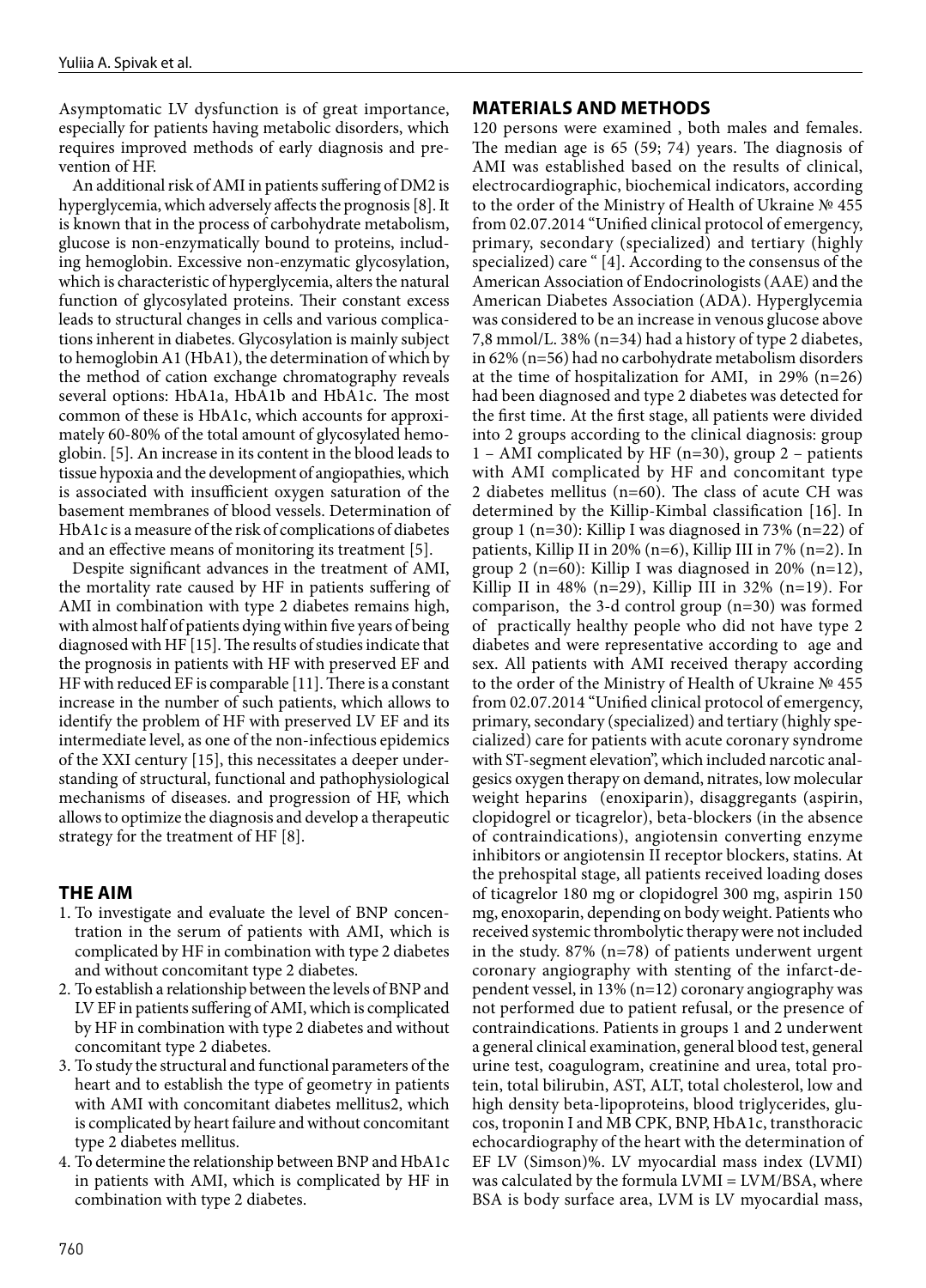Asymptomatic LV dysfunction is of great importance, especially for patients having metabolic disorders, which requires improved methods of early diagnosis and prevention of HF.

An additional risk of AMI in patients suffering of DM2 is hyperglycemia, which adversely affects the prognosis [8]. It is known that in the process of carbohydrate metabolism, glucose is non-enzymatically bound to proteins, including hemoglobin. Excessive non-enzymatic glycosylation, which is characteristic of hyperglycemia, alters the natural function of glycosylated proteins. Their constant excess leads to structural changes in cells and various complications inherent in diabetes. Glycosylation is mainly subject to hemoglobin A1 (HbA1), the determination of which by the method of cation exchange chromatography reveals several options: HbA1a, HbA1b and HbA1c. The most common of these is HbA1c, which accounts for approximately 60-80% of the total amount of glycosylated hemoglobin. [5]. An increase in its content in the blood leads to tissue hypoxia and the development of angiopathies, which is associated with insufficient oxygen saturation of the basement membranes of blood vessels. Determination of HbA1c is a measure of the risk of complications of diabetes and an effective means of monitoring its treatment [5].

Despite significant advances in the treatment of AMI, the mortality rate caused by HF in patients suffering of AMI in combination with type 2 diabetes remains high, with almost half of patients dying within five years of being diagnosed with HF [15]. The results of studies indicate that the prognosis in patients with HF with preserved EF and HF with reduced EF is comparable [11]. There is a constant increase in the number of such patients, which allows to identify the problem of HF with preserved LV EF and its intermediate level, as one of the non-infectious epidemics of the XXI century [15], this necessitates a deeper understanding of structural, functional and pathophysiological mechanisms of diseases. and progression of HF, which allows to optimize the diagnosis and develop a therapeutic strategy for the treatment of HF [8].

## THE AIM

1. To investigate and evaluate the level of BNP concentration in the serum of patients with AMI, which is complicated by HF in combination with type 2 diabetes and without concomitant type 2 diabetes.
2. To establish a relationship between the levels of BNP and LV EF in patients suffering of AMI, which is complicated by HF in combination with type 2 diabetes and without concomitant type 2 diabetes.
3. To study the structural and functional parameters of the heart and to establish the type of geometry in patients with AMI with concomitant diabetes mellitus2, which is complicated by heart failure and without concomitant type 2 diabetes mellitus.
4. To determine the relationship between BNP and HbA1c in patients with AMI, which is complicated by HF in combination with type 2 diabetes.

## MATERIALS AND METHODS

120 persons were examined , both males and females. The median age is 65 (59; 74) years. The diagnosis of AMI was established based on the results of clinical, electrocardiographic, biochemical indicators, according to the order of the Ministry of Health of Ukraine № 455 from 02.07.2014 "Unified clinical protocol of emergency, primary, secondary (specialized) and tertiary (highly specialized) care " [4]. According to the consensus of the American Association of Endocrinologists (AAE) and the American Diabetes Association (ADA). Hyperglycemia was considered to be an increase in venous glucose above 7,8 mmol/L. 38% (n=34) had a history of type 2 diabetes, in 62% (n=56) had no carbohydrate metabolism disorders at the time of hospitalization for AMI, in 29% (n=26) had been diagnosed and type 2 diabetes was detected for the first time. At the first stage, all patients were divided into 2 groups according to the clinical diagnosis: group 1 – AMI complicated by HF (n=30), group 2 – patients with AMI complicated by HF and concomitant type 2 diabetes mellitus (n=60). The class of acute CH was determined by the Killip-Kimbal classification [16]. In group 1 (n=30): Killip I was diagnosed in 73% (n=22) of patients, Killip II in 20% (n=6), Killip III in 7% (n=2). In group 2 (n=60): Killip I was diagnosed in 20% (n=12), Killip II in 48% (n=29), Killip III in 32% (n=19). For comparison, the 3-d control group (n=30) was formed of practically healthy people who did not have type 2 diabetes and were representative according to age and sex. All patients with AMI received therapy according to the order of the Ministry of Health of Ukraine № 455 from 02.07.2014 "Unified clinical protocol of emergency, primary, secondary (specialized) and tertiary (highly specialized) care for patients with acute coronary syndrome with ST-segment elevation", which included narcotic analgesics oxygen therapy on demand, nitrates, low molecular weight heparins (enoxiparin), disaggregants (aspirin, clopidogrel or ticagrelor), beta-blockers (in the absence of contraindications), angiotensin converting enzyme inhibitors or angiotensin II receptor blockers, statins. At the prehospital stage, all patients received loading doses of ticagrelor 180 mg or clopidogrel 300 mg, aspirin 150 mg, enoxoparin, depending on body weight. Patients who received systemic thrombolytic therapy were not included in the study. 87% (n=78) of patients underwent urgent coronary angiography with stenting of the infarct-dependent vessel, in 13% (n=12) coronary angiography was not performed due to patient refusal, or the presence of contraindications. Patients in groups 1 and 2 underwent a general clinical examination, general blood test, general urine test, coagulogram, creatinine and urea, total protein, total bilirubin, AST, ALT, total cholesterol, low and high density beta-lipoproteins, blood triglycerides, glucos, troponin I and MB CPK, BNP, HbA1c, transthoracic echocardiography of the heart with the determination of EF LV (Simson)%. LV myocardial mass index (LVMI) was calculated by the formula LVMI = LVM/BSA, where BSA is body surface area, LVM is LV myocardial mass,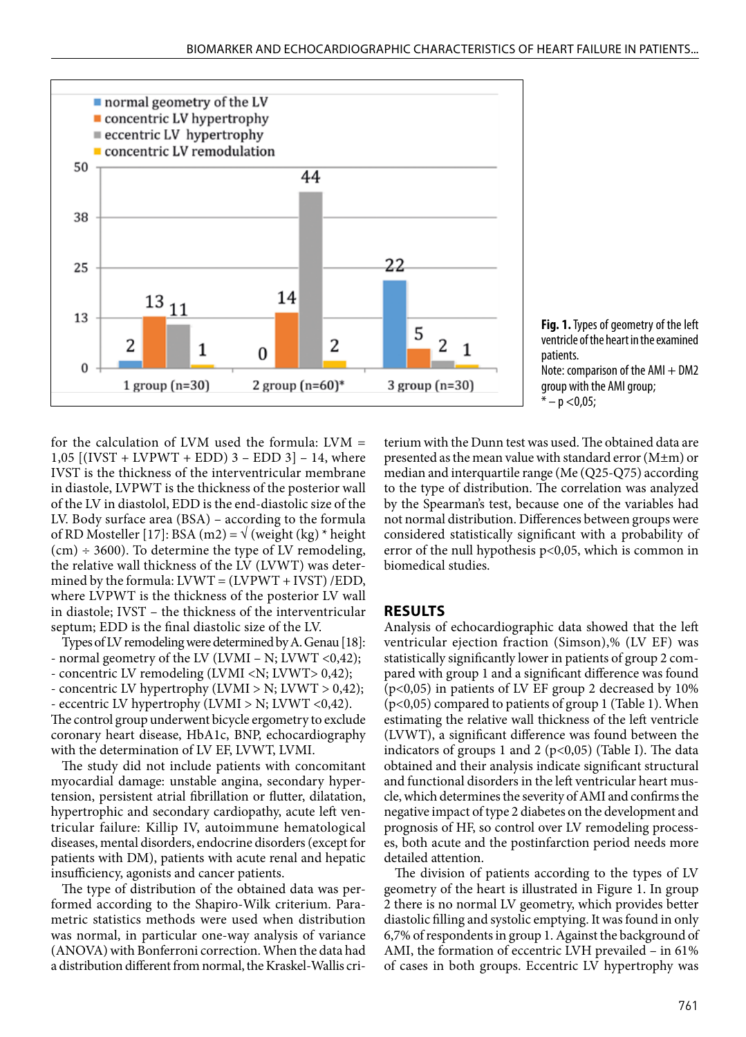Fig. 1. Types of geometry of the left ventricle of the heart in the examined patients.
Note: comparison of the AMI + DM2 group with the AMI group;
* – p <0,05;

for the calculation of LVM used the formula: LVM = 1,05 [(IVST + LVPWT + EDD) 3 – EDD 3] – 14, where IVST is the thickness of the interventricular membrane in diastole, LVPWT is the thickness of the posterior wall of the LV in diastolol, EDD is the end-diastolic size of the LV. Body surface area (BSA) – according to the formula of RD Mosteller [17]: BSA (m2) = √ (weight (kg) * height (cm) ÷ 3600). To determine the type of LV remodeling, the relative wall thickness of the LV (LVWT) was determined by the formula: LVWT = (LVPWT + IVST) /EDD, where LVPWT is the thickness of the posterior LV wall in diastole; IVST – the thickness of the interventricular septum; EDD is the final diastolic size of the LV.

Types of LV remodeling were determined by A. Genau [18]:

- normal geometry of the LV (LVMI – N; LVWT <0,42);
- concentric LV remodeling (LVMI <N; LVWT> 0,42);
- concentric LV hypertrophy (LVMI > N; LVWT > 0,42);
- eccentric LV hypertrophy (LVMI > N; LVWT <0,42).

The control group underwent bicycle ergometry to exclude coronary heart disease, HbA1c, BNP, echocardiography with the determination of LV EF, LVWT, LVMI.

The study did not include patients with concomitant myocardial damage: unstable angina, secondary hypertension, persistent atrial fibrillation or flutter, dilatation, hypertrophic and secondary cardiopathy, acute left ventricular failure: Killip IV, autoimmune hematological diseases, mental disorders, endocrine disorders (except for patients with DM), patients with acute renal and hepatic insufficiency, agonists and cancer patients.

The type of distribution of the obtained data was performed according to the Shapiro-Wilk criterium. Parametric statistics methods were used when distribution was normal, in particular one-way analysis of variance (ANOVA) with Bonferroni correction. When the data had a distribution different from normal, the Kraskel-Wallis criterium with the Dunn test was used. The obtained data are presented as the mean value with standard error (M±m) or median and interquartile range (Me (Q25-Q75) according to the type of distribution. The correlation was analyzed by the Spearman's test, because one of the variables had not normal distribution. Differences between groups were considered statistically significant with a probability of error of the null hypothesis p<0,05, which is common in biomedical studies.

## RESULTS

Analysis of echocardiographic data showed that the left ventricular ejection fraction (Simson),% (LV EF) was statistically significantly lower in patients of group 2 compared with group 1 and a significant difference was found (p<0,05) in patients of LV EF group 2 decreased by 10% (p<0,05) compared to patients of group 1 (Table 1). When estimating the relative wall thickness of the left ventricle (LVWT), a significant difference was found between the indicators of groups 1 and 2 (p<0,05) (Table I). The data obtained and their analysis indicate significant structural and functional disorders in the left ventricular heart muscle, which determines the severity of AMI and confirms the negative impact of type 2 diabetes on the development and prognosis of HF, so control over LV remodeling processes, both acute and the postinfarction period needs more detailed attention.

The division of patients according to the types of LV geometry of the heart is illustrated in Figure 1. In group 2 there is no normal LV geometry, which provides better diastolic filling and systolic emptying. It was found in only 6,7% of respondents in group 1. Against the background of AMI, the formation of eccentric LVH prevailed – in 61% of cases in both groups. Eccentric LV hypertrophy was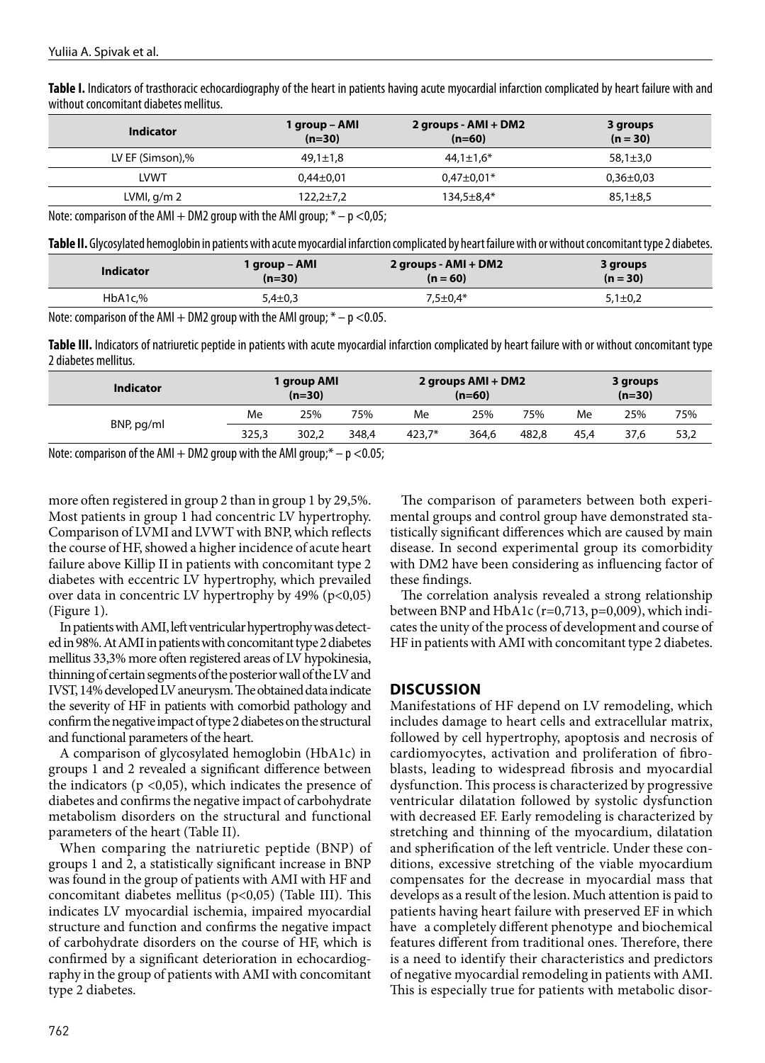**Table I.** Indicators of trasthoracic echocardiography of the heart in patients having acute myocardial infarction complicated by heart failure with and without concomitant diabetes mellitus.

| Indicator | 1 group – AMI (n=30) | 2 groups - AMI + DM2 (n=60) | 3 groups (n = 30) |
|---|---|---|---|
| LV EF (Simson),% | 49,1±1,8 | 44,1±1,6* | 58,1±3,0 |
| LVWT | 0,44±0,01 | 0,47±0,01* | 0,36±0,03 |
| LVMI, g/m 2 | 122,2±7,2 | 134,5±8,4* | 85,1±8,5 |

Note: comparison of the AMI + DM2 group with the AMI group; * – p <0,05;

**Table II.** Glycosylated hemoglobin in patients with acute myocardial infarction complicated by heart failure with or without concomitant type 2 diabetes.

| Indicator | 1 group – AMI (n=30) | 2 groups - AMI + DM2 (n = 60) | 3 groups (n = 30) |
|---|---|---|---|
| HbA1c,% | 5,4±0,3 | 7,5±0,4* | 5,1±0,2 |

Note: comparison of the AMI + DM2 group with the AMI group; * – p <0.05.

**Table III.** Indicators of natriuretic peptide in patients with acute myocardial infarction complicated by heart failure with or without concomitant type 2 diabetes mellitus.

| Indicator | 1 group AMI (n=30) | | | 2 groups AMI + DM2 (n=60) | | | 3 groups (n=30) | | |
|---|---|---|---|---|---|---|---|---|---|
| BNP, pg/ml | Me | 25% | 75% | Me | 25% | 75% | Me | 25% | 75% |
| | 325,3 | 302,2 | 348,4 | 423,7* | 364,6 | 482,8 | 45,4 | 37,6 | 53,2 |

Note: comparison of the AMI + DM2 group with the AMI group;* – p <0.05;

more often registered in group 2 than in group 1 by 29,5%. Most patients in group 1 had concentric LV hypertrophy. Comparison of LVMI and LVWT with BNP, which reflects the course of HF, showed a higher incidence of acute heart failure above Killip II in patients with concomitant type 2 diabetes with eccentric LV hypertrophy, which prevailed over data in concentric LV hypertrophy by 49% (p<0,05) (Figure 1).

In patients with AMI, left ventricular hypertrophy was detected in 98%. At AMI in patients with concomitant type 2 diabetes mellitus 33,3% more often registered areas of LV hypokinesia, thinning of certain segments of the posterior wall of the LV and IVST, 14% developed LV aneurysm. The obtained data indicate the severity of HF in patients with comorbid pathology and confirm the negative impact of type 2 diabetes on the structural and functional parameters of the heart.

A comparison of glycosylated hemoglobin (HbA1c) in groups 1 and 2 revealed a significant difference between the indicators (p <0,05), which indicates the presence of diabetes and confirms the negative impact of carbohydrate metabolism disorders on the structural and functional parameters of the heart (Table II).

When comparing the natriuretic peptide (BNP) of groups 1 and 2, a statistically significant increase in BNP was found in the group of patients with AMI with HF and concomitant diabetes mellitus (p<0,05) (Table III). This indicates LV myocardial ischemia, impaired myocardial structure and function and confirms the negative impact of carbohydrate disorders on the course of HF, which is confirmed by a significant deterioration in echocardiography in the group of patients with AMI with concomitant type 2 diabetes.

The comparison of parameters between both experimental groups and control group have demonstrated statistically significant differences which are caused by main disease. In second experimental group its comorbidity with DM2 have been considering as influencing factor of these findings.

The correlation analysis revealed a strong relationship between BNP and HbA1c (r=0,713, p=0,009), which indicates the unity of the process of development and course of HF in patients with AMI with concomitant type 2 diabetes.

## DISCUSSION

Manifestations of HF depend on LV remodeling, which includes damage to heart cells and extracellular matrix, followed by cell hypertrophy, apoptosis and necrosis of cardiomyocytes, activation and proliferation of fibroblasts, leading to widespread fibrosis and myocardial dysfunction. This process is characterized by progressive ventricular dilatation followed by systolic dysfunction with decreased EF. Early remodeling is characterized by stretching and thinning of the myocardium, dilatation and sphenification of the left ventricle. Under these conditions, excessive stretching of the viable myocardium compensates for the decrease in myocardial mass that develops as a result of the lesion. Much attention is paid to patients having heart failure with preserved EF in which have a completely different phenotype and biochemical features different from traditional ones. Therefore, there is a need to identify their characteristics and predictors of negative myocardial remodeling in patients with AMI. This is especially true for patients with metabolic disor-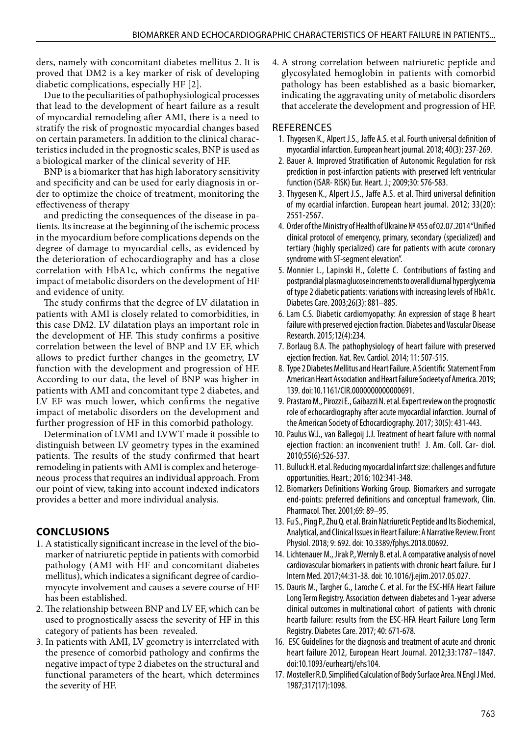ders, namely with concomitant diabetes mellitus 2. It is proved that DM2 is a key marker of risk of developing diabetic complications, especially HF [2].

Due to the peculiarities of pathophysiological processes that lead to the development of heart failure as a result of myocardial remodeling after AMI, there is a need to stratify the risk of prognostic myocardial changes based on certain parameters. In addition to the clinical characteristics included in the prognostic scales, BNP is used as a biological marker of the clinical severity of HF.

BNP is a biomarker that has high laboratory sensitivity and specificity and can be used for early diagnosis in order to optimize the choice of treatment, monitoring the effectiveness of therapy

and predicting the consequences of the disease in patients. Its increase at the beginning of the ischemic process in the myocardium before complications depends on the degree of damage to myocardial cells, as evidenced by the deterioration of echocardiography and has a close correlation with HbA1c, which confirms the negative impact of metabolic disorders on the development of HF and evidence of unity.

The study confirms that the degree of LV dilatation in patients with AMI is closely related to comorbidities, in this case DM2. LV dilatation plays an important role in the development of HF. This study confirms a positive correlation between the level of BNP and LV EF, which allows to predict further changes in the geometry, LV function with the development and progression of HF. According to our data, the level of BNP was higher in patients with AMI and concomitant type 2 diabetes, and LV EF was much lower, which confirms the negative impact of metabolic disorders on the development and further progression of HF in this comorbid pathology.

Determination of LVMI and LVWT made it possible to distinguish between LV geometry types in the examined patients. The results of the study confirmed that heart remodeling in patients with AMI is complex and heterogeneous process that requires an individual approach. From our point of view, taking into account indexed indicators provides a better and more individual analysis.

## CONCLUSIONS

1. A statistically significant increase in the level of the biomarker of natriuretic peptide in patients with comorbid pathology (AMI with HF and concomitant diabetes mellitus), which indicates a significant degree of cardiomyocyte involvement and causes a severe course of HF has been established.
2. The relationship between BNP and LV EF, which can be used to prognostically assess the severity of HF in this category of patients has been revealed.
3. In patients with AMI, LV geometry is interrelated with the presence of comorbid pathology and confirms the negative impact of type 2 diabetes on the structural and functional parameters of the heart, which determines the severity of HF.
4. A strong correlation between natriuretic peptide and glycosylated hemoglobin in patients with comorbid pathology has been established as a basic biomarker, indicating the aggravating unity of metabolic disorders that accelerate the development and progression of HF.

## REFERENCES

1. Thygesen K., Alpert J.S., Jaffe A.S. et al. Fourth universal definition of myocardial infarction. European heart journal. 2018; 40(3): 237-269.
2. Bauer A. Improved Stratification of Autonomic Regulation for risk prediction in post-infarction patients with preserved left ventricular function (ISAR- RISK) Eur. Heart. J.; 2009;30: 576-583.
3. Thygesen K., Alpert J.S., Jaffe A.S. et al. Third universal definition of my ocardial infarction. European heart journal. 2012; 33(20): 2551-2567.
4. Order of the Ministry of Health of Ukraine № 455 of 02.07.2014 "Unified clinical protocol of emergency, primary, secondary (specialized) and tertiary (highly specialized) care for patients with acute coronary syndrome with ST-segment elevation".
5. Monnier L., Lapinski H., Colette C. Contributions of fasting and postprandial plasma glucose increments to overall diurnal hyperglycemia of type 2 diabetic patients: variations with increasing levels of HbA1c. Diabetes Care. 2003;26(3): 881–885.
6. Lam C.S. Diabetic cardiomyopathy: An expression of stage B heart failure with preserved ejection fraction. Diabetes and Vascular Disease Research. 2015;12(4):234.
7. Borlaug B.A. The pathophysiology of heart failure with preserved ejection frection. Nat. Rev. Cardiol. 2014; 11: 507-515.
8. Type 2 Diabetes Mellitus and Heart Failure. A Scientific Statement From American Heart Association and Heart Failure Socieety of America. 2019; 139. doi:10.1161/CIR.0000000000000691.
9. Prastaro M., Pirozzi E., Gaibazzi N. et al. Expert review on the prognostic role of echocardiography after acute myocardial infarction. Journal of the American Society of Echocardiography. 2017; 30(5): 431-443.
10. Paulus W.J., van Ballegoij J.J. Treatment of heart failure with normal ejection fraction: an inconvenient truth! J. Am. Coll. Car- diol. 2010;55(6):526-537.
11. Bulluck H. et al. Reducing myocardial infarct size: challenges and future opportunities. Heart.; 2016; 102:341-348.
12. Biomarkers Definitions Working Group. Biomarkers and surrogate end-points: preferred definitions and conceptual framework, Clin. Pharmacol. Ther. 2001;69: 89–95.
13. Fu S., Ping P., Zhu Q. et al. Brain Natriuretic Peptide and Its Biochemical, Analytical, and Clinical Issues in Heart Failure: A Narrative Review. Front Physiol. 2018; 9: 692. doi: 10.3389/fphys.2018.00692.
14. Lichtenauer M., Jirak P., Wernly B. et al. A comparative analysis of novel cardiovascular biomarkers in patients with chronic heart failure. Eur J Intern Med. 2017;44:31-38. doi: 10.1016/j.ejim.2017.05.027.
15. Dauris M., Targher G., Laroche C. et al. For the ESC-HFA Heart Failure Long Term Registry. Association detween diabetes and 1-year adverse clinical outcomes in multinational cohort of patients with chronic heartb failure: results from the ESC-HFA Heart Failure Long Term Registry. Diabetes Care. 2017; 40: 671-678.
16. ESC Guidelines for the diagnosis and treatment of acute and chronic heart failure 2012, European Heart Journal. 2012;33:1787–1847. doi:10.1093/eurheartj/ehs104.
17. Mosteller R.D. Simplified Calculation of Body Surface Area. N Engl J Med. 1987;317(17):1098.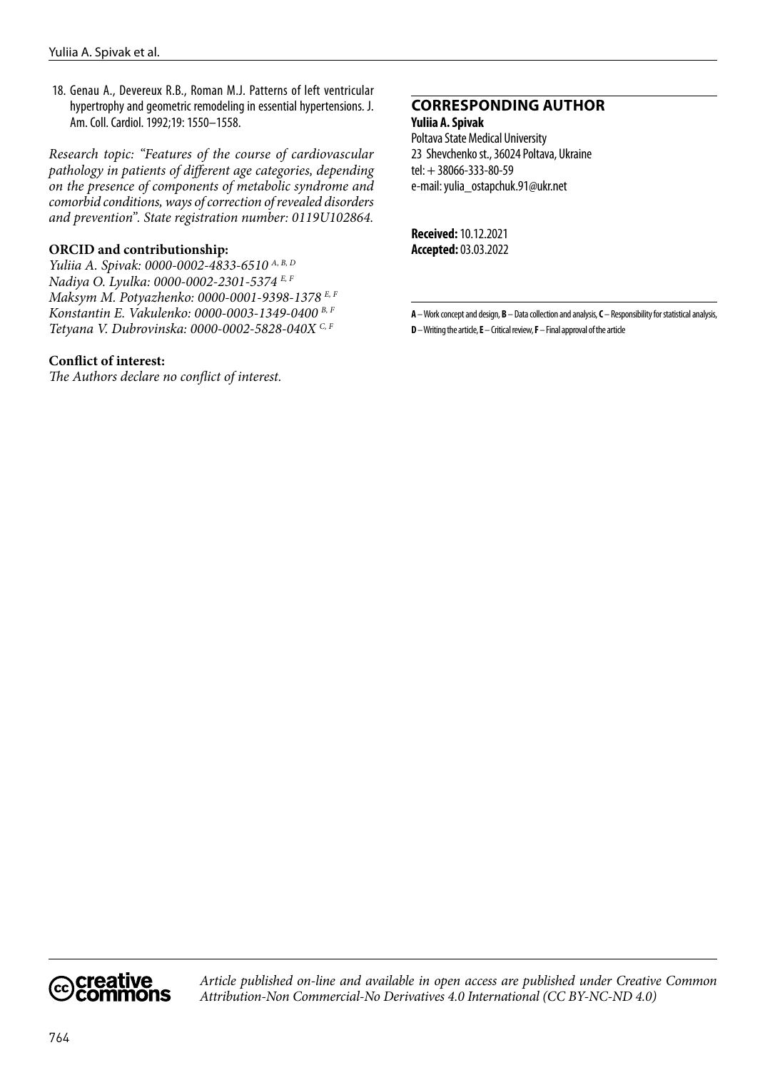18. Genau A., Devereux R.B., Roman M.J. Patterns of left ventricular hypertrophy and geometric remodeling in essential hypertensions. J. Am. Coll. Cardiol. 1992;19: 1550–1558.

*Research topic: "Features of the course of cardiovascular pathology in patients of different age categories, depending on the presence of components of metabolic syndrome and comorbid conditions, ways of correction of revealed disorders and prevention". State registration number: 0119U102864.*

**ORCID and contributionship:**

*Yuliia A. Spivak: 0000-0002-4833-6510* [A, B, D]
*Nadiya O. Lyulka: 0000-0002-2301-5374* [E, F]
*Maksym M. Potyazhenko: 0000-0001-9398-1378* [E, F]
*Konstantin E. Vakulenko: 0000-0003-1349-0400* [B, F]
*Tetyana V. Dubrovinska: 0000-0002-5828-040X* [C, F]

**Conflict of interest:**

*The Authors declare no conflict of interest.*

## CORRESPONDING AUTHOR

**Yuliia A. Spivak**
Poltava State Medical University
23 Shevchenko st., 36024 Poltava, Ukraine
tel: + 38066-333-80-59
e-mail: yulia_ostapchuk.91@ukr.net

**Received:** 10.12.2021
**Accepted:** 03.03.2022

**A** – Work concept and design, **B** – Data collection and analysis, **C** – Responsibility for statistical analysis, **D** – Writing the article, **E** – Critical review, **F** – Final approval of the article

*Article published on-line and available in open access are published under Creative Common Attribution-Non Commercial-No Derivatives 4.0 International (CC BY-NC-ND 4.0)*